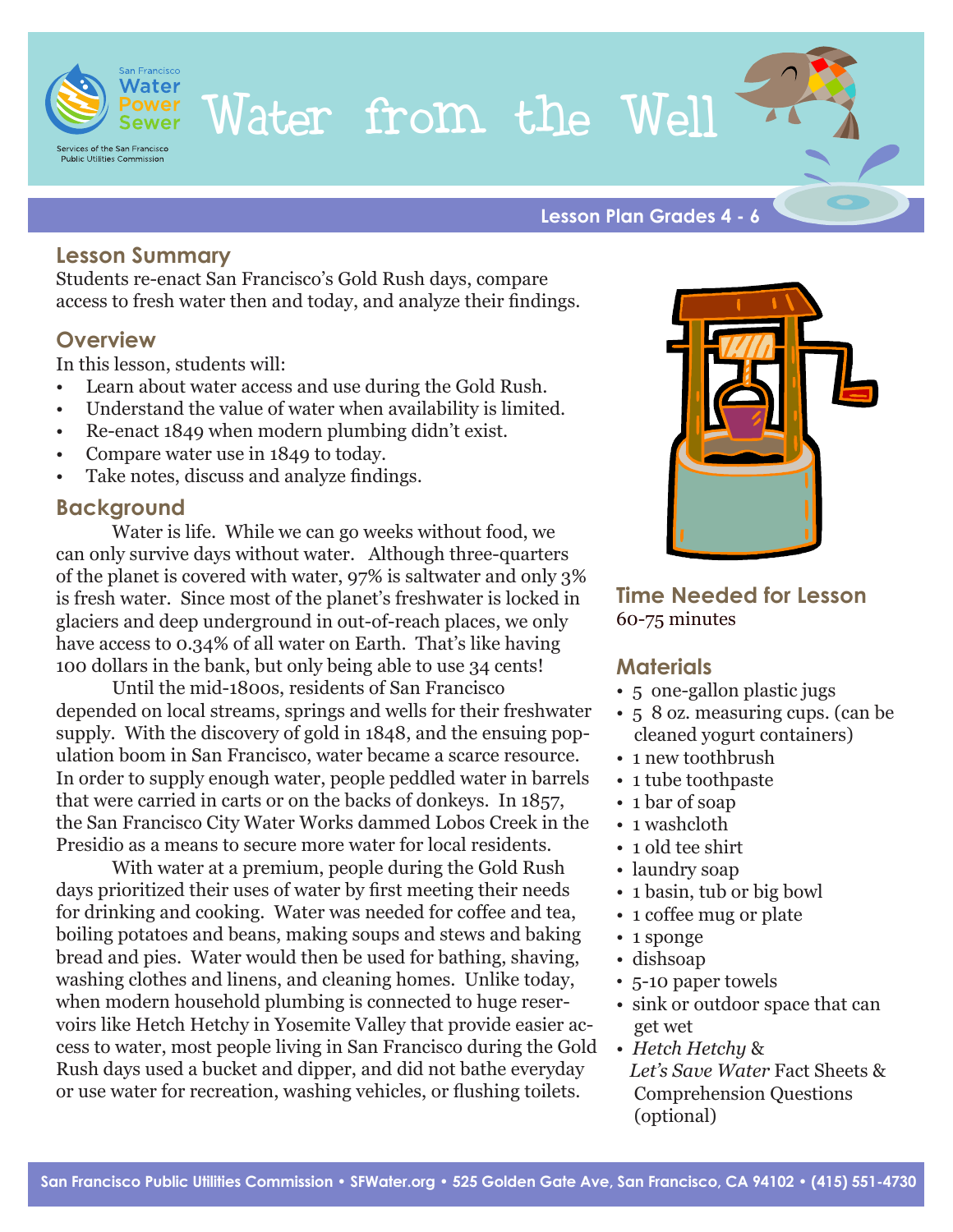# Water from the Well

**Lesson Plan Grades 4 - 6**

## Lesson Summary

Students re-enact San Francisco's Gold Rush days, compare access to fresh water then and today, and analyze their findings.

## Overview

In this lesson, students will:

- Learn about water access and use during the Gold Rush.
- Understand the value of water when availability is limited.
- Re-enact 1849 when modern plumbing didn't exist.
- Compare water use in 1849 to today.
- Take notes, discuss and analyze findings.

## Background

Water is life. While we can go weeks without food, we can only survive days without water. Although three-quarters of the planet is covered with water, 97% is saltwater and only 3% is fresh water. Since most of the planet's freshwater is locked in glaciers and deep underground in out-of-reach places, we only have access to 0.34% of all water on Earth. That's like having 100 dollars in the bank, but only being able to use 34 cents!

Until the mid-1800s, residents of San Francisco depended on local streams, springs and wells for their freshwater supply. With the discovery of gold in 1848, and the ensuing population boom in San Francisco, water became a scarce resource. In order to supply enough water, people peddled water in barrels that were carried in carts or on the backs of donkeys. In 1857, the San Francisco City Water Works dammed Lobos Creek in the Presidio as a means to secure more water for local residents.

With water at a premium, people during the Gold Rush days prioritized their uses of water by first meeting their needs for drinking and cooking. Water was needed for coffee and tea, boiling potatoes and beans, making soups and stews and baking bread and pies. Water would then be used for bathing, shaving, washing clothes and linens, and cleaning homes. Unlike today, when modern household plumbing is connected to huge reservoirs like Hetch Hetchy in Yosemite Valley that provide easier access to water, most people living in San Francisco during the Gold Rush days used a bucket and dipper, and did not bathe everyday or use water for recreation, washing vehicles, or flushing toilets.

## Time Needed for Lesson

60-75 minutes

## Materials

- 5 one-gallon plastic jugs
- 5 8 oz. measuring cups. (can be cleaned yogurt containers)
- 1 new toothbrush
- 1 tube toothpaste
- 1 bar of soap
- 1 washcloth
- 1 old tee shirt
- laundry soap
- 1 basin, tub or big bowl
- 1 coffee mug or plate
- 1 sponge
- dishsoap
- 5-10 paper towels
- sink or outdoor space that can get wet
- *Hetch Hetchy* & *Let's Save Water* Fact Sheets & Comprehension Questions (optional)

San Francisco Public Utilities Commission • SFWater.org • 525 Golden Gate Ave, San Francisco, CA 94102 • (415) 551-4730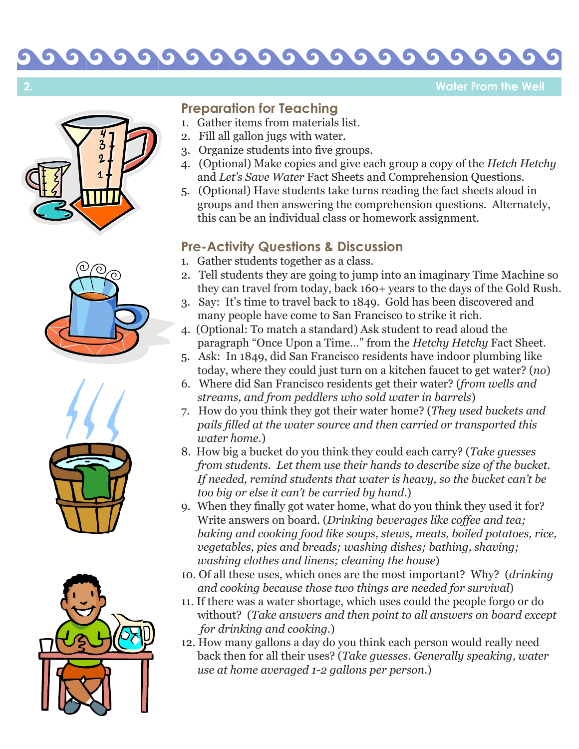## Water From the Well

### Preparation for Teaching

1. Gather items from materials list.
2. Fill all gallon jugs with water.
3. Organize students into five groups.
4. (Optional) Make copies and give each group a copy of the *Hetch Hetchy* and *Let's Save Water* Fact Sheets and Comprehension Questions.
5. (Optional) Have students take turns reading the fact sheets aloud in groups and then answering the comprehension questions. Alternately, this can be an individual class or homework assignment.

### Pre-Activity Questions & Discussion

1. Gather students together as a class.
2. Tell students they are going to jump into an imaginary Time Machine so they can travel from today, back 160+ years to the days of the Gold Rush.
3. Say: It's time to travel back to 1849. Gold has been discovered and many people have come to San Francisco to strike it rich.
4. (Optional: To match a standard) Ask student to read aloud the paragraph "Once Upon a Time…" from the *Hetchy Hetchy* Fact Sheet.
5. Ask: In 1849, did San Francisco residents have indoor plumbing like today, where they could just turn on a kitchen faucet to get water? (*no*)
6. Where did San Francisco residents get their water? (*from wells and streams, and from peddlers who sold water in barrels*)
7. How do you think they got their water home? (*They used buckets and pails filled at the water source and then carried or transported this water home.*)
8. How big a bucket do you think they could each carry? (*Take guesses from students. Let them use their hands to describe size of the bucket. If needed, remind students that water is heavy, so the bucket can't be too big or else it can't be carried by hand.*)
9. When they finally got water home, what do you think they used it for? Write answers on board. (*Drinking beverages like coffee and tea; baking and cooking food like soups, stews, meats, boiled potatoes, rice, vegetables, pies and breads; washing dishes; bathing, shaving; washing clothes and linens; cleaning the house*)
10. Of all these uses, which ones are the most important? Why? (*drinking and cooking because those two things are needed for survival*)
11. If there was a water shortage, which uses could the people forgo or do without? (*Take answers and then point to all answers on board except for drinking and cooking.*)
12. How many gallons a day do you think each person would really need back then for all their uses? (*Take guesses. Generally speaking, water use at home averaged 1-2 gallons per person.*)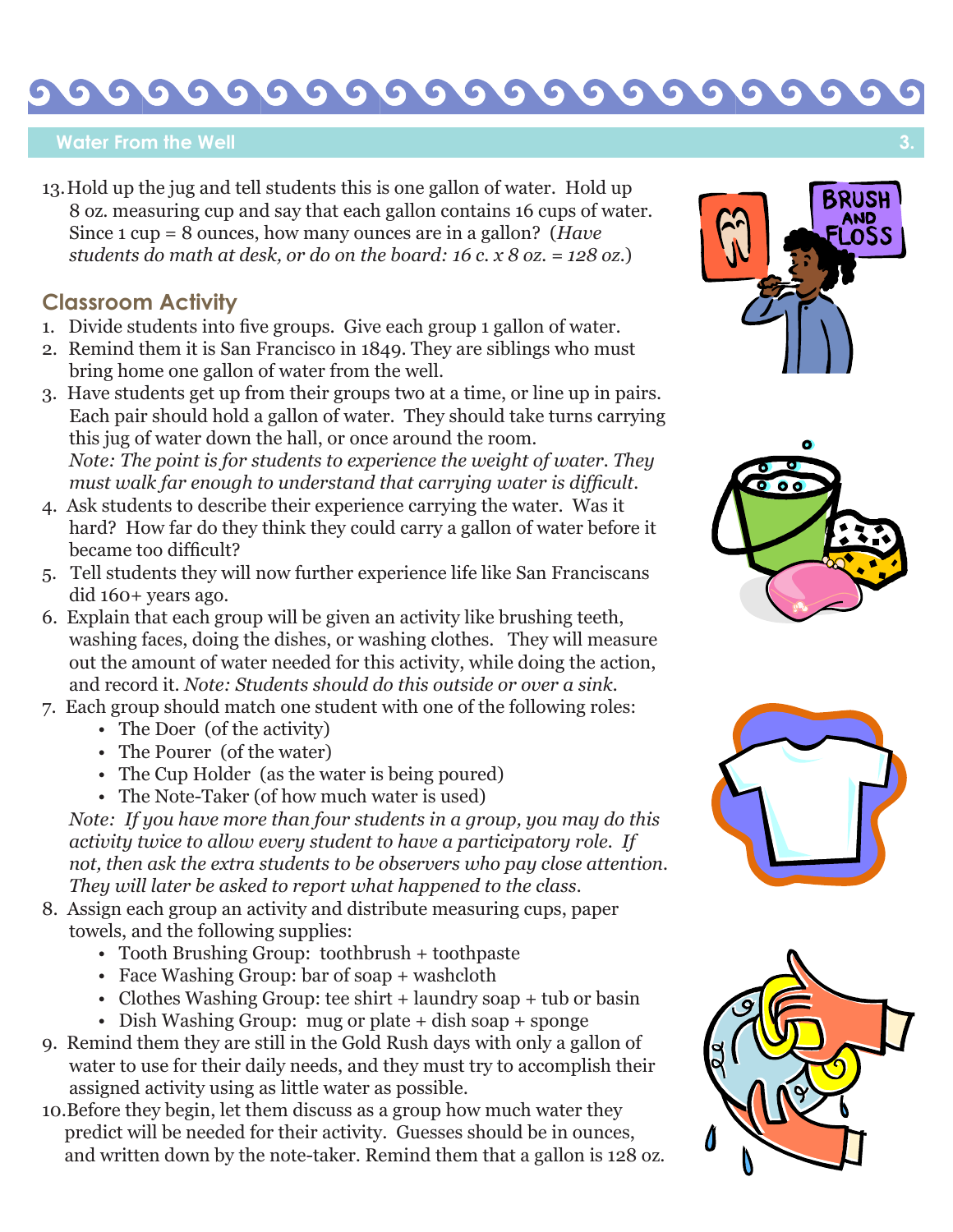13. Hold up the jug and tell students this is one gallon of water. Hold up 8 oz. measuring cup and say that each gallon contains 16 cups of water. Since 1 cup = 8 ounces, how many ounces are in a gallon? (*Have students do math at desk, or do on the board: 16 c. x 8 oz. = 128 oz.*)

## Classroom Activity

1. Divide students into five groups. Give each group 1 gallon of water.
2. Remind them it is San Francisco in 1849. They are siblings who must bring home one gallon of water from the well.
3. Have students get up from their groups two at a time, or line up in pairs. Each pair should hold a gallon of water. They should take turns carrying this jug of water down the hall, or once around the room.
   *Note: The point is for students to experience the weight of water. They must walk far enough to understand that carrying water is difficult.*
4. Ask students to describe their experience carrying the water. Was it hard? How far do they think they could carry a gallon of water before it became too difficult?
5. Tell students they will now further experience life like San Franciscans did 160+ years ago.
6. Explain that each group will be given an activity like brushing teeth, washing faces, doing the dishes, or washing clothes. They will measure out the amount of water needed for this activity, while doing the action, and record it. *Note: Students should do this outside or over a sink.*
7. Each group should match one student with one of the following roles:
   - The Doer (of the activity)
   - The Pourer (of the water)
   - The Cup Holder (as the water is being poured)
   - The Note-Taker (of how much water is used)

   *Note: If you have more than four students in a group, you may do this activity twice to allow every student to have a participatory role. If not, then ask the extra students to be observers who pay close attention. They will later be asked to report what happened to the class.*
8. Assign each group an activity and distribute measuring cups, paper towels, and the following supplies:
   - Tooth Brushing Group: toothbrush + toothpaste
   - Face Washing Group: bar of soap + washcloth
   - Clothes Washing Group: tee shirt + laundry soap + tub or basin
   - Dish Washing Group: mug or plate + dish soap + sponge
9. Remind them they are still in the Gold Rush days with only a gallon of water to use for their daily needs, and they must try to accomplish their assigned activity using as little water as possible.
10. Before they begin, let them discuss as a group how much water they predict will be needed for their activity. Guesses should be in ounces, and written down by the note-taker. Remind them that a gallon is 128 oz.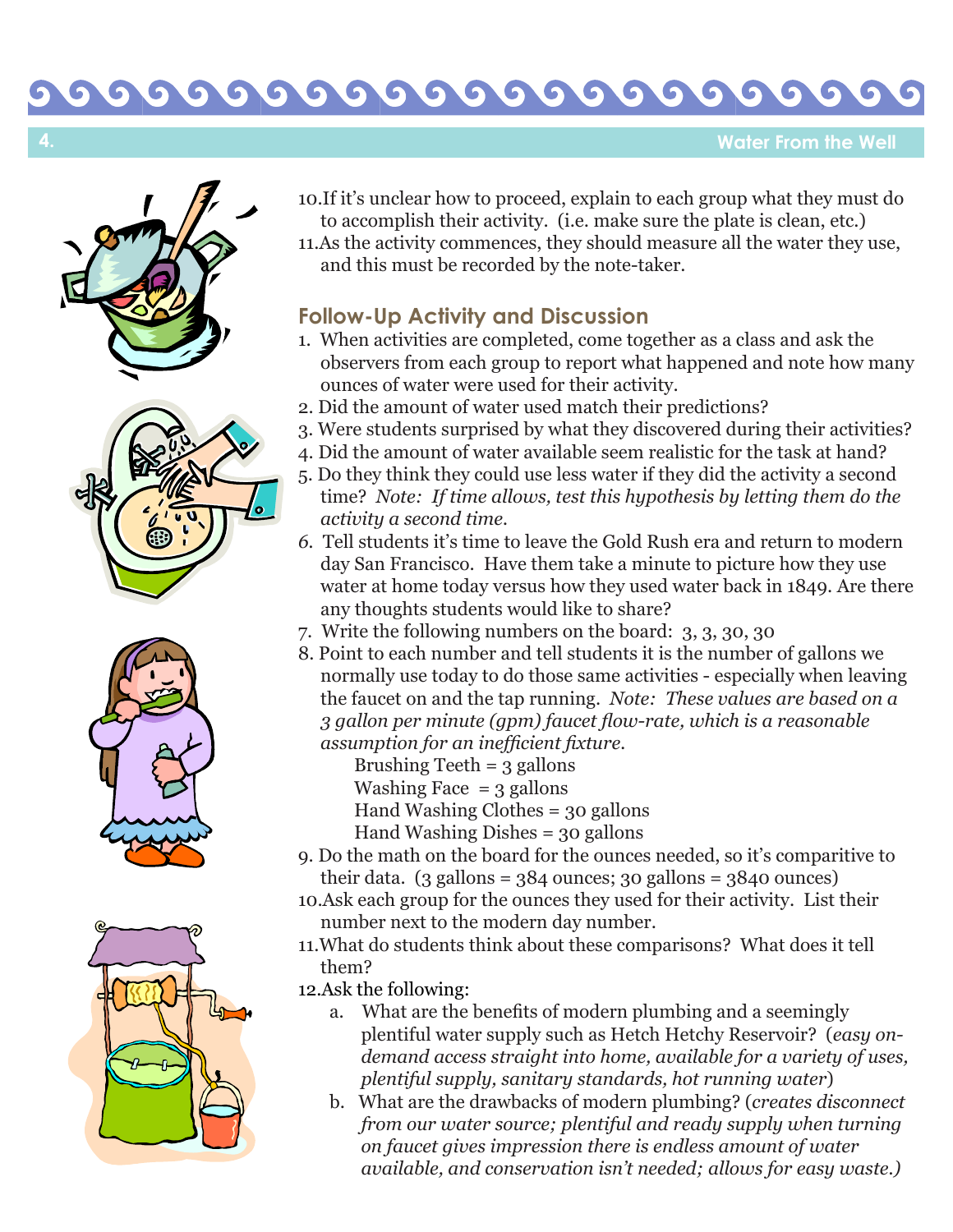10. If it's unclear how to proceed, explain to each group what they must do to accomplish their activity. (i.e. make sure the plate is clean, etc.)
11. As the activity commences, they should measure all the water they use, and this must be recorded by the note-taker.

## Follow-Up Activity and Discussion

1. When activities are completed, come together as a class and ask the observers from each group to report what happened and note how many ounces of water were used for their activity.
2. Did the amount of water used match their predictions?
3. Were students surprised by what they discovered during their activities?
4. Did the amount of water available seem realistic for the task at hand?
5. Do they think they could use less water if they did the activity a second time? *Note: If time allows, test this hypothesis by letting them do the activity a second time.*
6. Tell students it's time to leave the Gold Rush era and return to modern day San Francisco. Have them take a minute to picture how they use water at home today versus how they used water back in 1849. Are there any thoughts students would like to share?
7. Write the following numbers on the board: 3, 3, 30, 30
8. Point to each number and tell students it is the number of gallons we normally use today to do those same activities - especially when leaving the faucet on and the tap running. *Note: These values are based on a 3 gallon per minute (gpm) faucet flow-rate, which is a reasonable assumption for an inefficient fixture.*
   - Brushing Teeth = 3 gallons
   - Washing Face = 3 gallons
   - Hand Washing Clothes = 30 gallons
   - Hand Washing Dishes = 30 gallons
9. Do the math on the board for the ounces needed, so it's comparitive to their data. (3 gallons = 384 ounces; 30 gallons = 3840 ounces)
10. Ask each group for the ounces they used for their activity. List their number next to the modern day number.
11. What do students think about these comparisons? What does it tell them?
12. Ask the following:
    a. What are the benefits of modern plumbing and a seemingly plentiful water supply such as Hetch Hetchy Reservoir? (*easy on-demand access straight into home, available for a variety of uses, plentiful supply, sanitary standards, hot running water*)
    b. What are the drawbacks of modern plumbing? (*creates disconnect from our water source; plentiful and ready supply when turning on faucet gives impression there is endless amount of water available, and conservation isn't needed; allows for easy waste.)*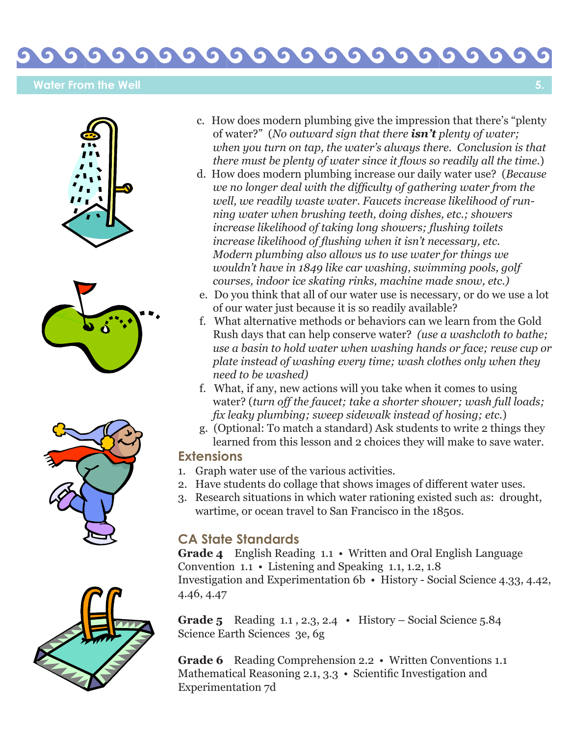c. How does modern plumbing give the impression that there's "plenty of water?" (*No outward sign that there* ***isn't*** *plenty of water; when you turn on tap, the water's always there. Conclusion is that there must be plenty of water since it flows so readily all the time.*)

d. How does modern plumbing increase our daily water use? (*Because we no longer deal with the difficulty of gathering water from the well, we readily waste water. Faucets increase likelihood of running water when brushing teeth, doing dishes, etc.; showers increase likelihood of taking long showers; flushing toilets increase likelihood of flushing when it isn't necessary, etc. Modern plumbing also allows us to use water for things we wouldn't have in 1849 like car washing, swimming pools, golf courses, indoor ice skating rinks, machine made snow, etc.)*

e. Do you think that all of our water use is necessary, or do we use a lot of our water just because it is so readily available?

f. What alternative methods or behaviors can we learn from the Gold Rush days that can help conserve water? *(use a washcloth to bathe; use a basin to hold water when washing hands or face; reuse cup or plate instead of washing every time; wash clothes only when they need to be washed)*

f. What, if any, new actions will you take when it comes to using water? (*turn off the faucet; take a shorter shower; wash full loads; fix leaky plumbing; sweep sidewalk instead of hosing; etc.*)

g. (Optional: To match a standard) Ask students to write 2 things they learned from this lesson and 2 choices they will make to save water.

## Extensions

1. Graph water use of the various activities.
2. Have students do collage that shows images of different water uses.
3. Research situations in which water rationing existed such as: drought, wartime, or ocean travel to San Francisco in the 1850s.

## CA State Standards

**Grade 4** English Reading 1.1 • Written and Oral English Language Convention 1.1 • Listening and Speaking 1.1, 1.2, 1.8
Investigation and Experimentation 6b • History - Social Science 4.33, 4.42, 4.46, 4.47

**Grade 5** Reading 1.1 , 2.3, 2.4 • History – Social Science 5.84
Science Earth Sciences 3e, 6g

**Grade 6** Reading Comprehension 2.2 • Written Conventions 1.1
Mathematical Reasoning 2.1, 3.3 • Scientific Investigation and Experimentation 7d